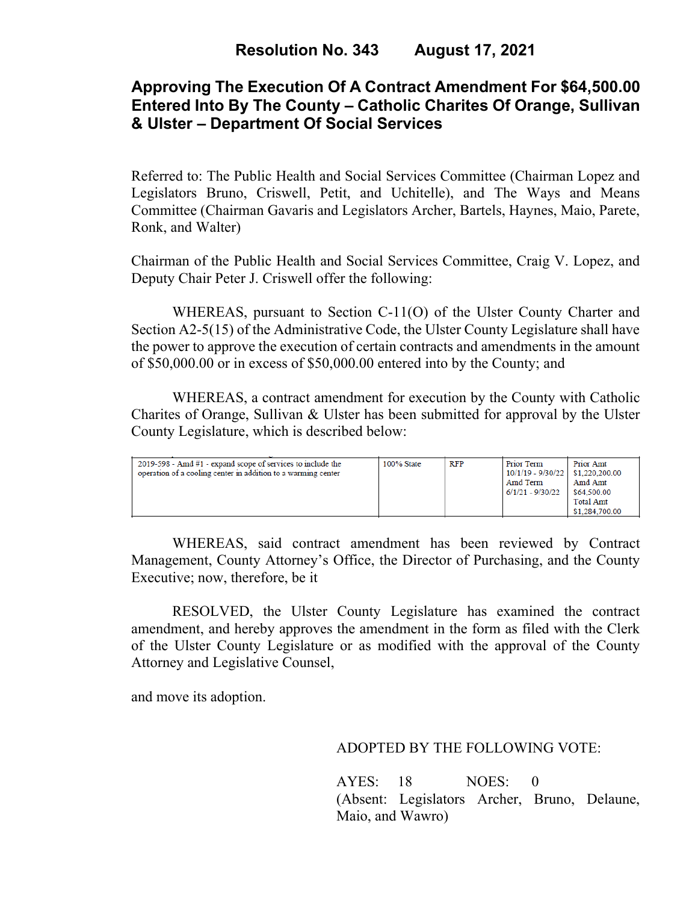# Resolution No. 343 August 17, 2021

## Approving The Execution Of A Contract Amendment For $64,500.00 Entered Into By The County – Catholic Charites Of Orange, Sullivan & Ulster – Department Of Social Services

Referred to: The Public Health and Social Services Committee (Chairman Lopez and Legislators Bruno, Criswell, Petit, and Uchitelle), and The Ways and Means Committee (Chairman Gavaris and Legislators Archer, Bartels, Haynes, Maio, Parete, Ronk, and Walter)

Chairman of the Public Health and Social Services Committee, Craig V. Lopez, and Deputy Chair Peter J. Criswell offer the following:

WHEREAS, pursuant to Section C-11(O) of the Ulster County Charter and Section A2-5(15) of the Administrative Code, the Ulster County Legislature shall have the power to approve the execution of certain contracts and amendments in the amount of $50,000.00 or in excess of $50,000.00 entered into by the County; and

WHEREAS, a contract amendment for execution by the County with Catholic Charites of Orange, Sullivan & Ulster has been submitted for approval by the Ulster County Legislature, which is described below:

| | | | | |
|---|---|---|---|---|
| 2019-598 - Amd #1 - expand scope of services to include the operation of a cooling center in addition to a warming center | 100% State | RFP | Prior Term 10/1/19 - 9/30/22 Amd Term 6/1/21 - 9/30/22 | Prior Amt $1,220,200.00 Amd Amt $64,500.00 Total Amt $1,284,700.00 |

WHEREAS, said contract amendment has been reviewed by Contract Management, County Attorney's Office, the Director of Purchasing, and the County Executive; now, therefore, be it

RESOLVED, the Ulster County Legislature has examined the contract amendment, and hereby approves the amendment in the form as filed with the Clerk of the Ulster County Legislature or as modified with the approval of the County Attorney and Legislative Counsel,

and move its adoption.

ADOPTED BY THE FOLLOWING VOTE:

AYES: 18 NOES: 0
(Absent: Legislators Archer, Bruno, Delaune, Maio, and Wawro)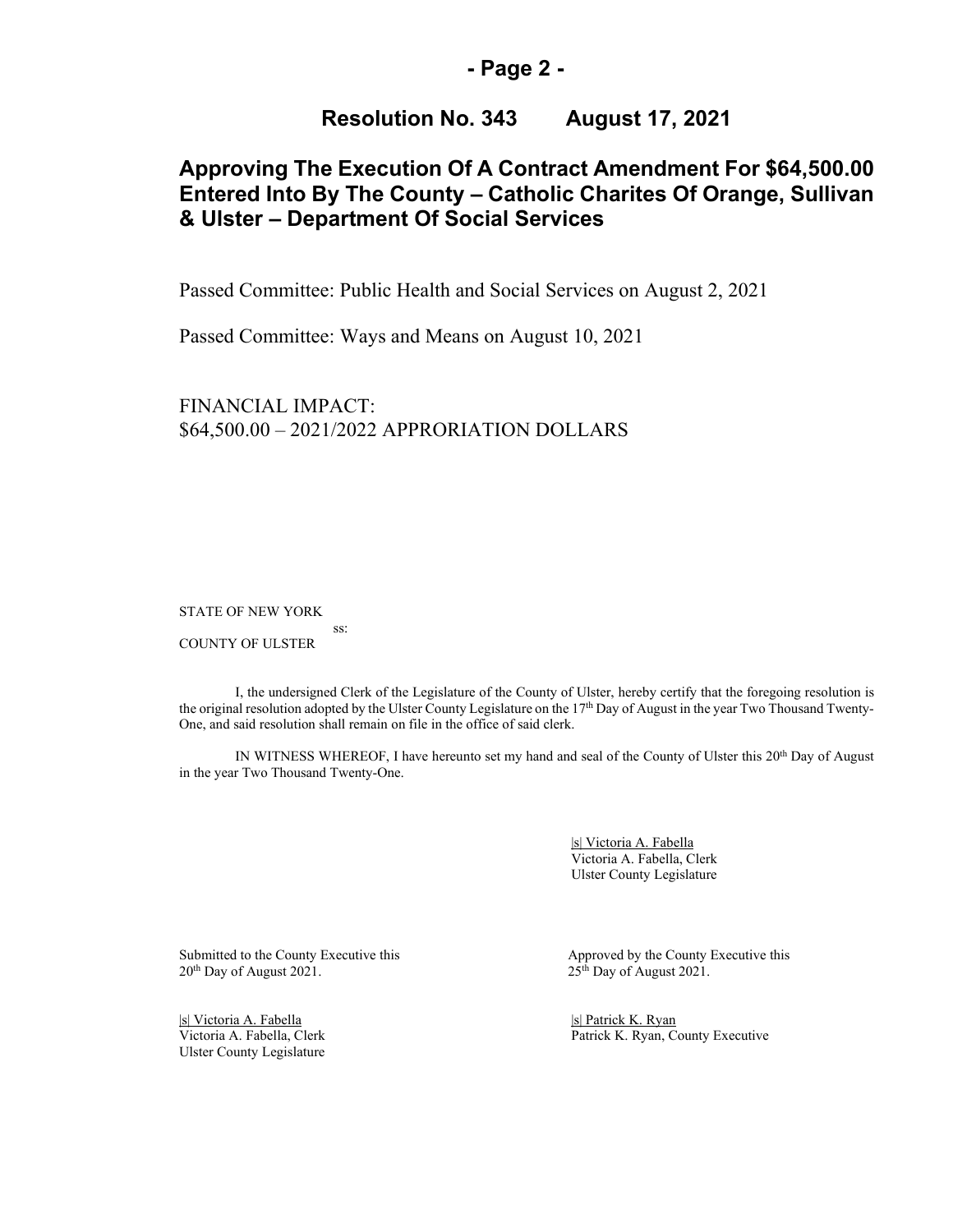## Resolution No. 343 August 17, 2021

## Approving The Execution Of A Contract Amendment For $64,500.00 Entered Into By The County – Catholic Charites Of Orange, Sullivan & Ulster – Department Of Social Services

Passed Committee: Public Health and Social Services on August 2, 2021

Passed Committee: Ways and Means on August 10, 2021

FINANCIAL IMPACT:
$64,500.00 – 2021/2022 APPRORIATION DOLLARS

STATE OF NEW YORK
ss:
COUNTY OF ULSTER

I, the undersigned Clerk of the Legislature of the County of Ulster, hereby certify that the foregoing resolution is the original resolution adopted by the Ulster County Legislature on the 17th Day of August in the year Two Thousand Twenty-One, and said resolution shall remain on file in the office of said clerk.

IN WITNESS WHEREOF, I have hereunto set my hand and seal of the County of Ulster this 20th Day of August in the year Two Thousand Twenty-One.

|s| Victoria A. Fabella
Victoria A. Fabella, Clerk
Ulster County Legislature

Submitted to the County Executive this 20th Day of August 2021.

|s| Victoria A. Fabella
Victoria A. Fabella, Clerk
Ulster County Legislature

Approved by the County Executive this 25th Day of August 2021.

|s| Patrick K. Ryan
Patrick K. Ryan, County Executive